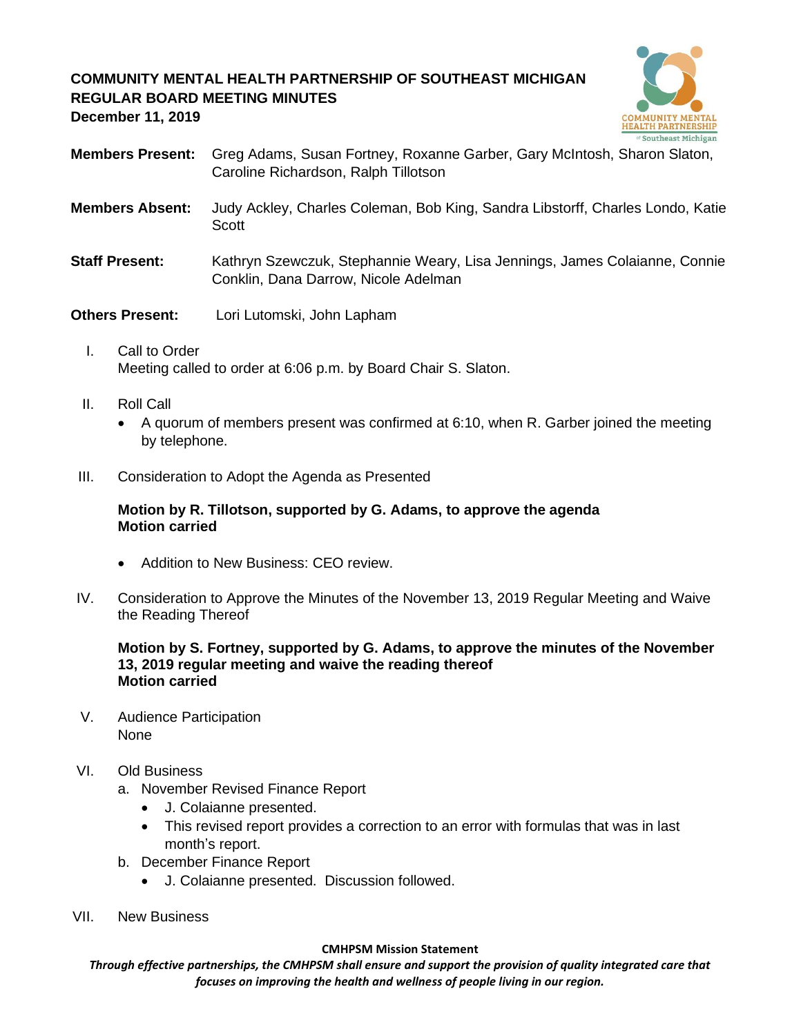**COMMUNITY MENTAL HEALTH PARTNERSHIP OF SOUTHEAST MICHIGAN**
**REGULAR BOARD MEETING MINUTES**
**December 11, 2019**

**Members Present:** Greg Adams, Susan Fortney, Roxanne Garber, Gary McIntosh, Sharon Slaton, Caroline Richardson, Ralph Tillotson

**Members Absent:** Judy Ackley, Charles Coleman, Bob King, Sandra Libstorff, Charles Londo, Katie Scott

**Staff Present:** Kathryn Szewczuk, Stephannie Weary, Lisa Jennings, James Colaianne, Connie Conklin, Dana Darrow, Nicole Adelman

**Others Present:** Lori Lutomski, John Lapham

I. Call to Order
Meeting called to order at 6:06 p.m. by Board Chair S. Slaton.

II. Roll Call
- A quorum of members present was confirmed at 6:10, when R. Garber joined the meeting by telephone.

III. Consideration to Adopt the Agenda as Presented

**Motion by R. Tillotson, supported by G. Adams, to approve the agenda**
**Motion carried**

- Addition to New Business: CEO review.

IV. Consideration to Approve the Minutes of the November 13, 2019 Regular Meeting and Waive the Reading Thereof

**Motion by S. Fortney, supported by G. Adams, to approve the minutes of the November 13, 2019 regular meeting and waive the reading thereof**
**Motion carried**

V. Audience Participation
None

VI. Old Business
a. November Revised Finance Report
- J. Colaianne presented.
- This revised report provides a correction to an error with formulas that was in last month's report.

b. December Finance Report
- J. Colaianne presented. Discussion followed.

VII. New Business

**CMHPSM Mission Statement**
***Through effective partnerships, the CMHPSM shall ensure and support the provision of quality integrated care that focuses on improving the health and wellness of people living in our region.***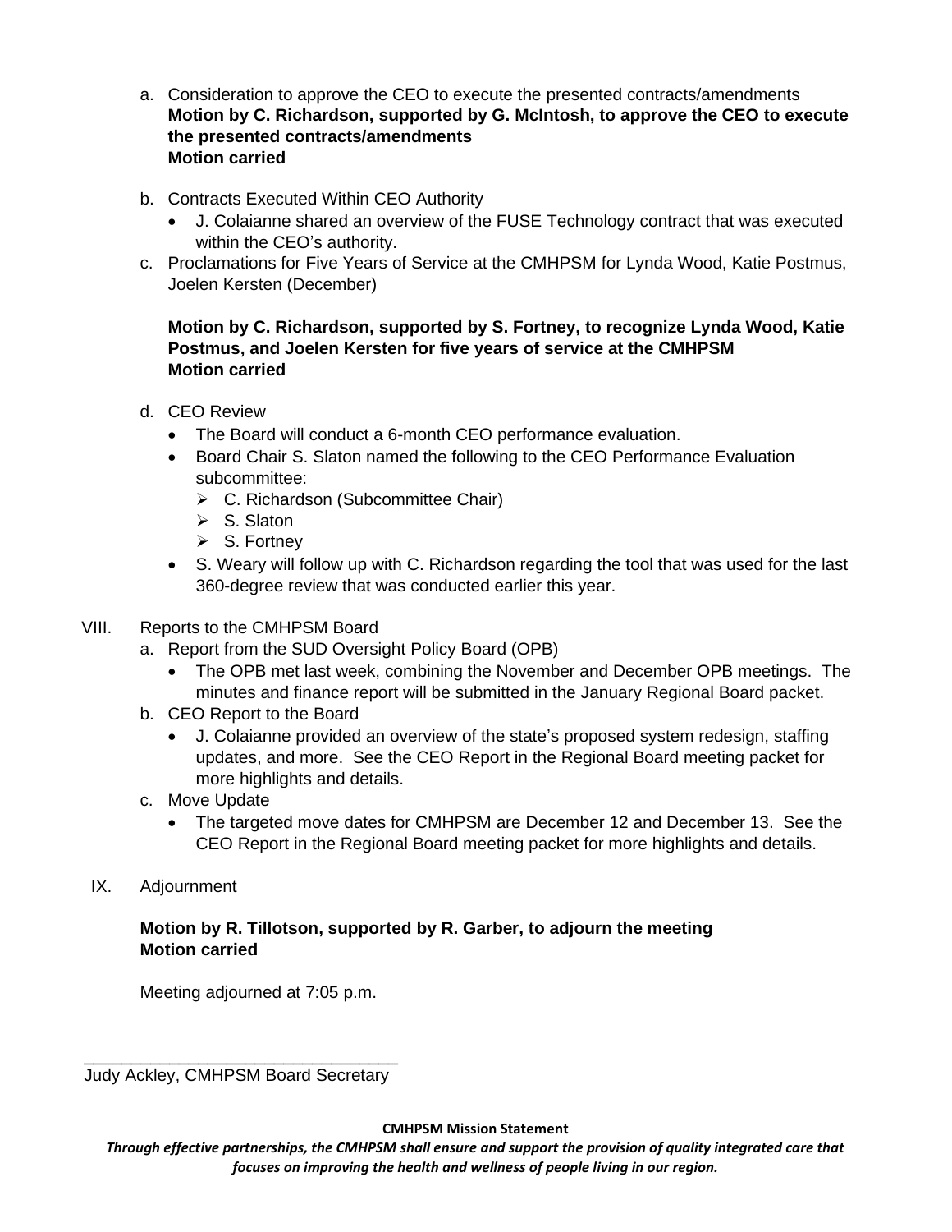a. Consideration to approve the CEO to execute the presented contracts/amendments
   **Motion by C. Richardson, supported by G. McIntosh, to approve the CEO to execute the presented contracts/amendments**
   **Motion carried**

b. Contracts Executed Within CEO Authority
   - J. Colaianne shared an overview of the FUSE Technology contract that was executed within the CEO's authority.

c. Proclamations for Five Years of Service at the CMHPSM for Lynda Wood, Katie Postmus, Joelen Kersten (December)

   **Motion by C. Richardson, supported by S. Fortney, to recognize Lynda Wood, Katie Postmus, and Joelen Kersten for five years of service at the CMHPSM**
   **Motion carried**

d. CEO Review
   - The Board will conduct a 6-month CEO performance evaluation.
   - Board Chair S. Slaton named the following to the CEO Performance Evaluation subcommittee:
     - C. Richardson (Subcommittee Chair)
     - S. Slaton
     - S. Fortney
   - S. Weary will follow up with C. Richardson regarding the tool that was used for the last 360-degree review that was conducted earlier this year.

VIII. Reports to the CMHPSM Board

a. Report from the SUD Oversight Policy Board (OPB)
   - The OPB met last week, combining the November and December OPB meetings. The minutes and finance report will be submitted in the January Regional Board packet.

b. CEO Report to the Board
   - J. Colaianne provided an overview of the state's proposed system redesign, staffing updates, and more. See the CEO Report in the Regional Board meeting packet for more highlights and details.

c. Move Update
   - The targeted move dates for CMHPSM are December 12 and December 13. See the CEO Report in the Regional Board meeting packet for more highlights and details.

IX. Adjournment

**Motion by R. Tillotson, supported by R. Garber, to adjourn the meeting**
**Motion carried**

Meeting adjourned at 7:05 p.m.

\_\_\_\_\_\_\_\_\_\_\_\_\_\_\_\_\_\_\_\_\_\_\_\_\_\_\_\_\_\_\_\_
Judy Ackley, CMHPSM Board Secretary

**CMHPSM Mission Statement**

***Through effective partnerships, the CMHPSM shall ensure and support the provision of quality integrated care that focuses on improving the health and wellness of people living in our region.***